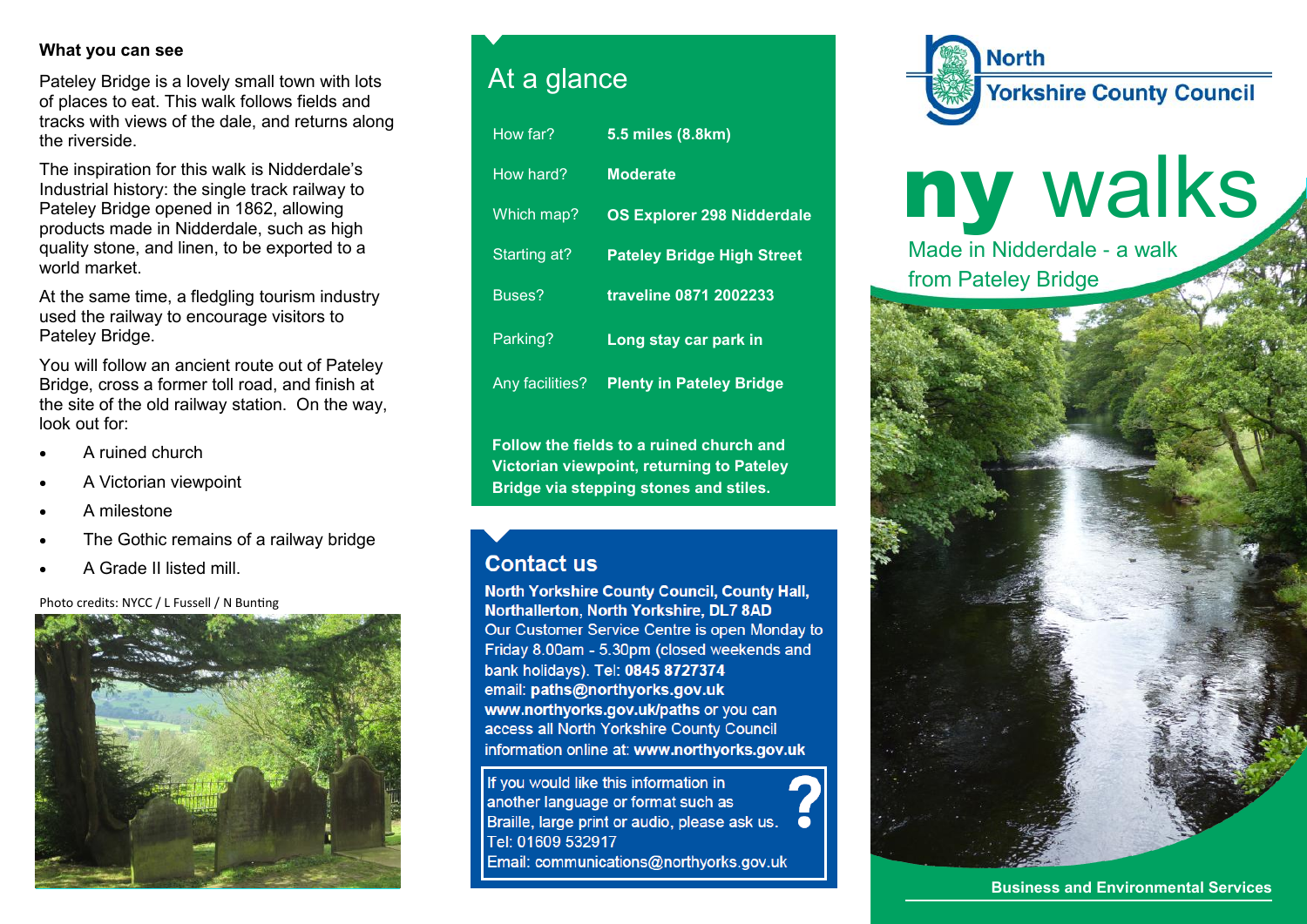## What you can see

Pateley Bridge is a lovely small town with lots of places to eat. This walk follows fields and tracks with views of the dale, and returns along the riverside.

The inspiration for this walk is Nidderdale's Industrial history: the single track railway to Pateley Bridge opened in 1862, allowing products made in Nidderdale, such as high quality stone, and linen, to be exported to a world market.

At the same time, a fledgling tourism industry used the railway to encourage visitors to Pateley Bridge.

You will follow an ancient route out of Pateley Bridge, cross a former toll road, and finish at the site of the old railway station. On the way, look out for:

- A ruined church
- A Victorian viewpoint
- A milestone
- The Gothic remains of a railway bridge
- A Grade II listed mill.

Photo credits: NYCC / L Fussell / N Bunting

## At a glance

| | |
|---|---|
| How far? | **5.5 miles (8.8km)** |
| How hard? | **Moderate** |
| Which map? | **OS Explorer 298 Nidderdale** |
| Starting at? | **Pateley Bridge High Street** |
| Buses? | **traveline 0871 2002233** |
| Parking? | **Long stay car park in** |
| Any facilities? | **Plenty in Pateley Bridge** |

**Follow the fields to a ruined church and Victorian viewpoint, returning to Pateley Bridge via stepping stones and stiles.**

## Contact us

**North Yorkshire County Council, County Hall, Northallerton, North Yorkshire, DL7 8AD**
Our Customer Service Centre is open Monday to Friday 8.00am - 5.30pm (closed weekends and bank holidays). Tel: **0845 8727374**
email: **paths@northyorks.gov.uk**
**www.northyorks.gov.uk/paths** or you can access all North Yorkshire County Council information online at: **www.northyorks.gov.uk**

If you would like this information in another language or format such as Braille, large print or audio, please ask us.
Tel: 01609 532917
Email: communications@northyorks.gov.uk

North Yorkshire County Council

# ny walks

Made in Nidderdale - a walk from Pateley Bridge

**Business and Environmental Services**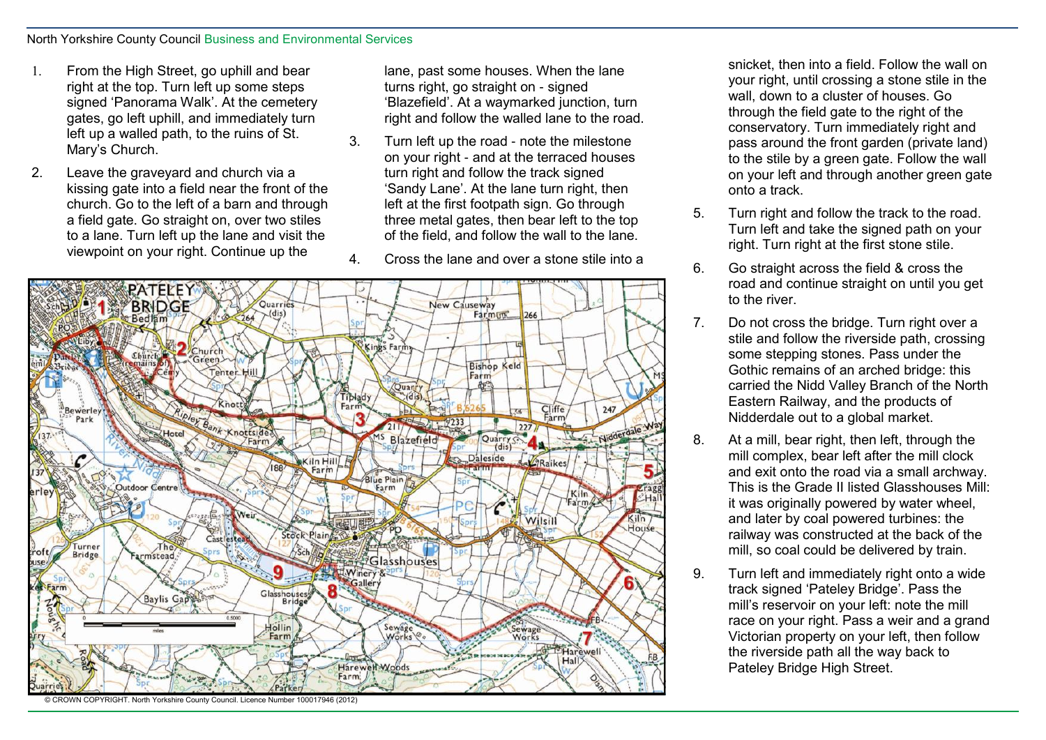North Yorkshire County Council Business and Environmental Services

1. From the High Street, go uphill and bear right at the top. Turn left up some steps signed 'Panorama Walk'. At the cemetery gates, go left uphill, and immediately turn left up a walled path, to the ruins of St. Mary's Church.

2. Leave the graveyard and church via a kissing gate into a field near the front of the church. Go to the left of a barn and through a field gate. Go straight on, over two stiles to a lane. Turn left up the lane and visit the viewpoint on your right. Continue up the lane, past some houses. When the lane turns right, go straight on - signed 'Blazefield'. At a waymarked junction, turn right and follow the walled lane to the road.

3. Turn left up the road - note the milestone on your right - and at the terraced houses turn right and follow the track signed 'Sandy Lane'. At the lane turn right, then left at the first footpath sign. Go through three metal gates, then bear left to the top of the field, and follow the wall to the lane.

4. Cross the lane and over a stone stile into a snicket, then into a field. Follow the wall on your right, until crossing a stone stile in the wall, down to a cluster of houses. Go through the field gate to the right of the conservatory. Turn immediately right and pass around the front garden (private land) to the stile by a green gate. Follow the wall on your left and through another green gate onto a track.

5. Turn right and follow the track to the road. Turn left and take the signed path on your right. Turn right at the first stone stile.

6. Go straight across the field & cross the road and continue straight on until you get to the river.

7. Do not cross the bridge. Turn right over a stile and follow the riverside path, crossing some stepping stones. Pass under the Gothic remains of an arched bridge: this carried the Nidd Valley Branch of the North Eastern Railway, and the products of Nidderdale out to a global market.

8. At a mill, bear right, then left, through the mill complex, bear left after the mill clock and exit onto the road via a small archway. This is the Grade II listed Glasshouses Mill: it was originally powered by water wheel, and later by coal powered turbines: the railway was constructed at the back of the mill, so coal could be delivered by train.

9. Turn left and immediately right onto a wide track signed 'Pateley Bridge'. Pass the mill's reservoir on your left: note the mill race on your right. Pass a weir and a grand Victorian property on your left, then follow the riverside path all the way back to Pateley Bridge High Street.

© CROWN COPYRIGHT. North Yorkshire County Council. Licence Number 100017946 (2012)